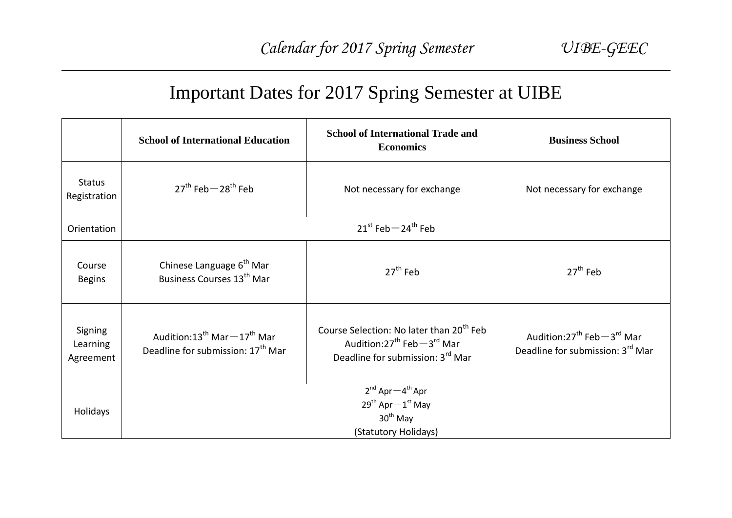# Important Dates for 2017 Spring Semester at UIBE

| | School of International Education | School of International Trade and Economics | Business School |
|---|---|---|---|
| Status Registration | 27th Feb－28th Feb | Not necessary for exchange | Not necessary for exchange |
| Orientation | 21st Feb－24th Feb | | |
| Course Begins | Chinese Language 6th Mar<br>Business Courses 13th Mar | 27th Feb | 27th Feb |
| Signing Learning Agreement | Audition:13th Mar－17th Mar<br>Deadline for submission: 17th Mar | Course Selection: No later than 20th Feb<br>Audition:27th Feb－3rd Mar<br>Deadline for submission: 3rd Mar | Audition:27th Feb－3rd Mar<br>Deadline for submission: 3rd Mar |
| Holidays | 2nd Apr－4th Apr<br>29th Apr－1st May<br>30th May<br>(Statutory Holidays) | | |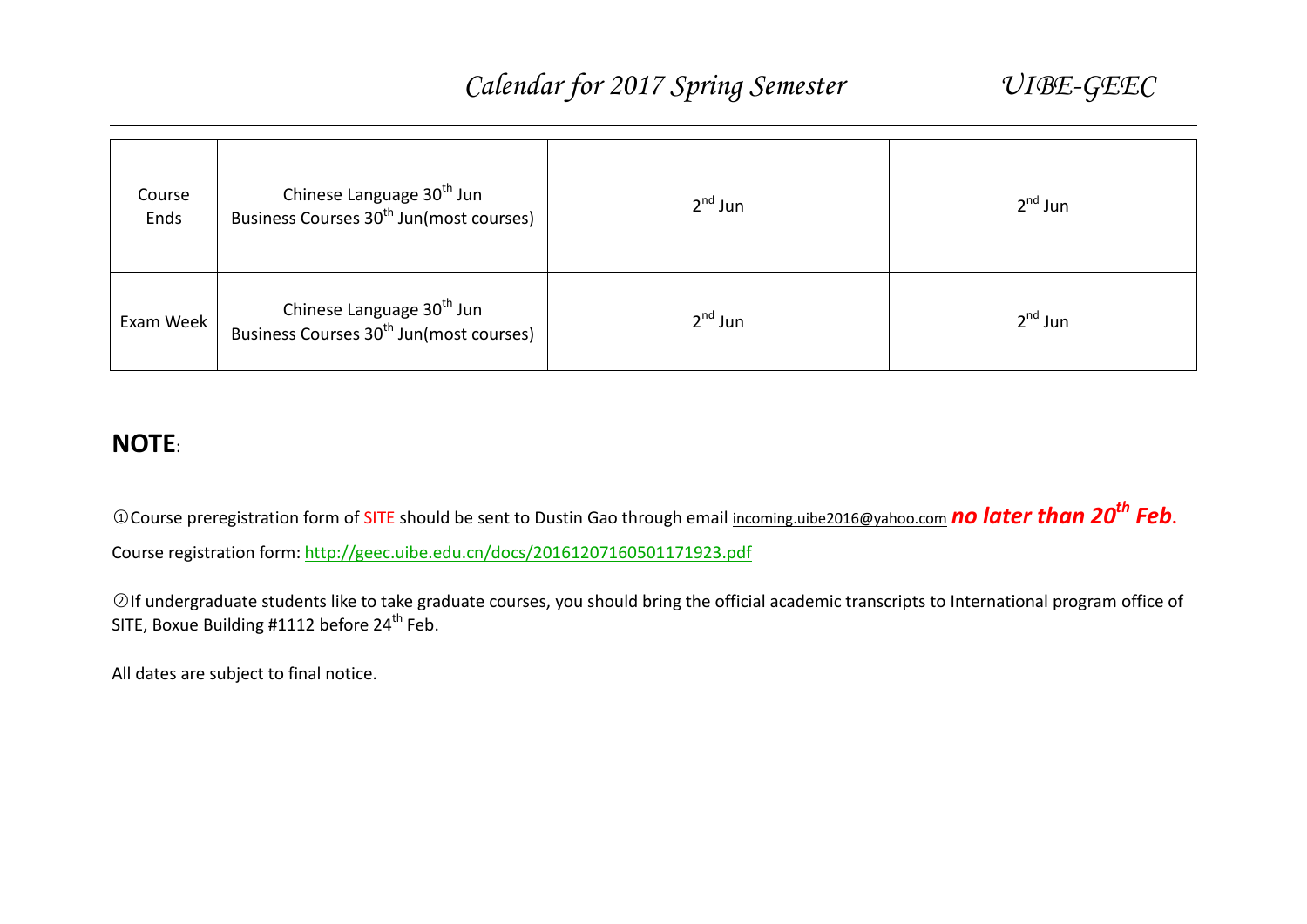Calendar for 2017 Spring Semester UIBE-GEEC

| | | | |
|---|---|---|---|
| Course Ends | Chinese Language 30th Jun<br>Business Courses 30th Jun(most courses) | 2nd Jun | 2nd Jun |
| Exam Week | Chinese Language 30th Jun<br>Business Courses 30th Jun(most courses) | 2nd Jun | 2nd Jun |

**NOTE**:

①Course preregistration form of SITE should be sent to Dustin Gao through email incoming.uibe2016@yahoo.com ***no later than 20th Feb***.

Course registration form: http://geec.uibe.edu.cn/docs/20161207160501171923.pdf

②If undergraduate students like to take graduate courses, you should bring the official academic transcripts to International program office of SITE, Boxue Building #1112 before 24th Feb.

All dates are subject to final notice.